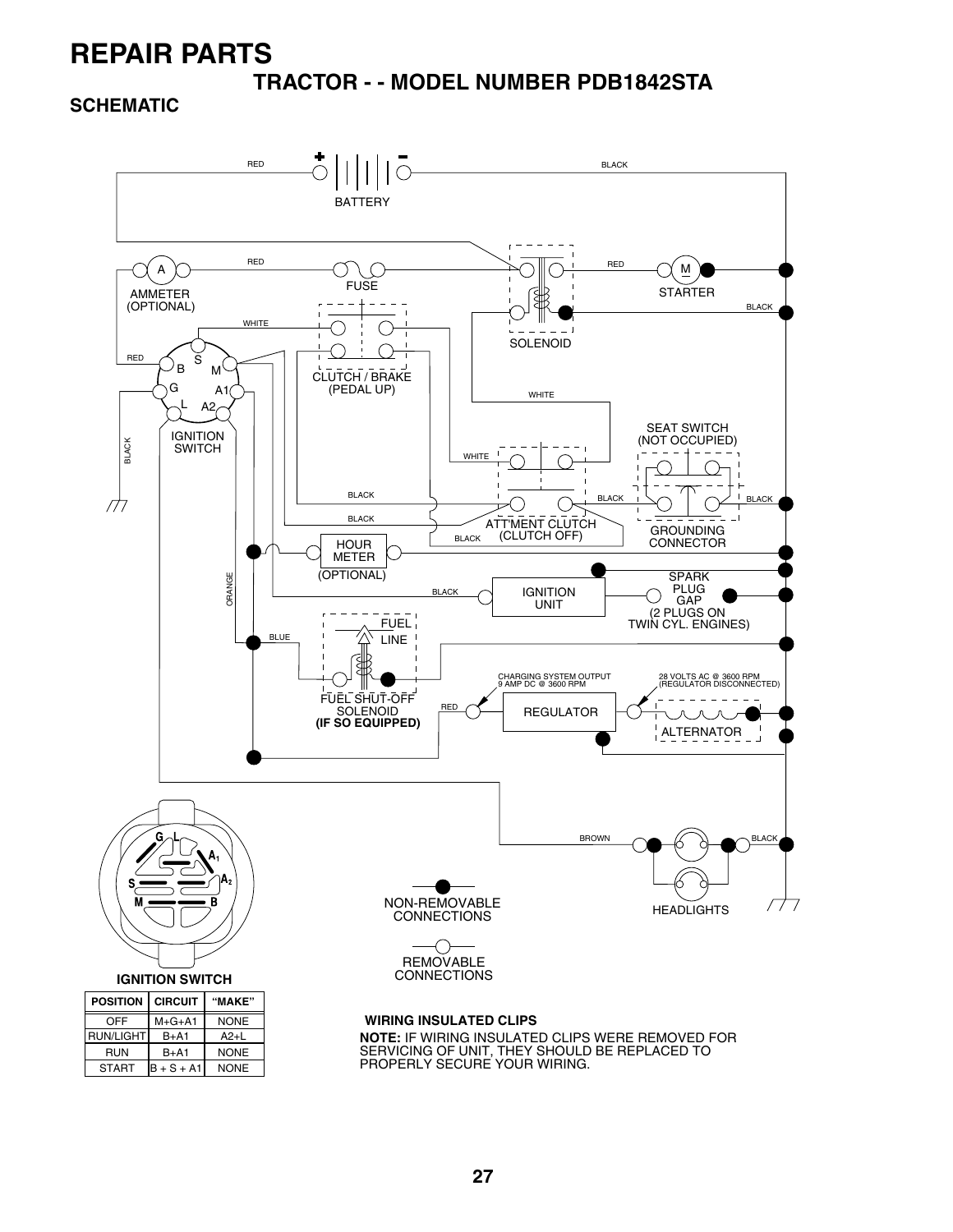# REPAIR PARTS

## TRACTOR - - MODEL NUMBER PDB1842STA

### SCHEMATIC

BATTERY

AMMETER (OPTIONAL)

FUSE

SOLENOID

STARTER

CLUTCH / BRAKE (PEDAL UP)

IGNITION SWITCH

SEAT SWITCH (NOT OCCUPIED)

ATT'MENT CLUTCH (CLUTCH OFF)

GROUNDING CONNECTOR

HOUR METER (OPTIONAL)

IGNITION UNIT

SPARK PLUG GAP (2 PLUGS ON TWIN CYL. ENGINES)

FUEL LINE

FUEL SHUT-OFF SOLENOID **(IF SO EQUIPPED)**

CHARGING SYSTEM OUTPUT 9 AMP DC @ 3600 RPM

REGULATOR

28 VOLTS AC @ 3600 RPM (REGULATOR DISCONNECTED)

ALTERNATOR

HEADLIGHTS

NON-REMOVABLE CONNECTIONS

REMOVABLE CONNECTIONS

**IGNITION SWITCH**

| POSITION | CIRCUIT | "MAKE" |
|---|---|---|
| OFF | M+G+A1 | NONE |
| RUN/LIGHT | B+A1 | A2+L |
| RUN | B+A1 | NONE |
| START | B + S + A1 | NONE |

**WIRING INSULATED CLIPS**

**NOTE:** IF WIRING INSULATED CLIPS WERE REMOVED FOR SERVICING OF UNIT, THEY SHOULD BE REPLACED TO PROPERLY SECURE YOUR WIRING.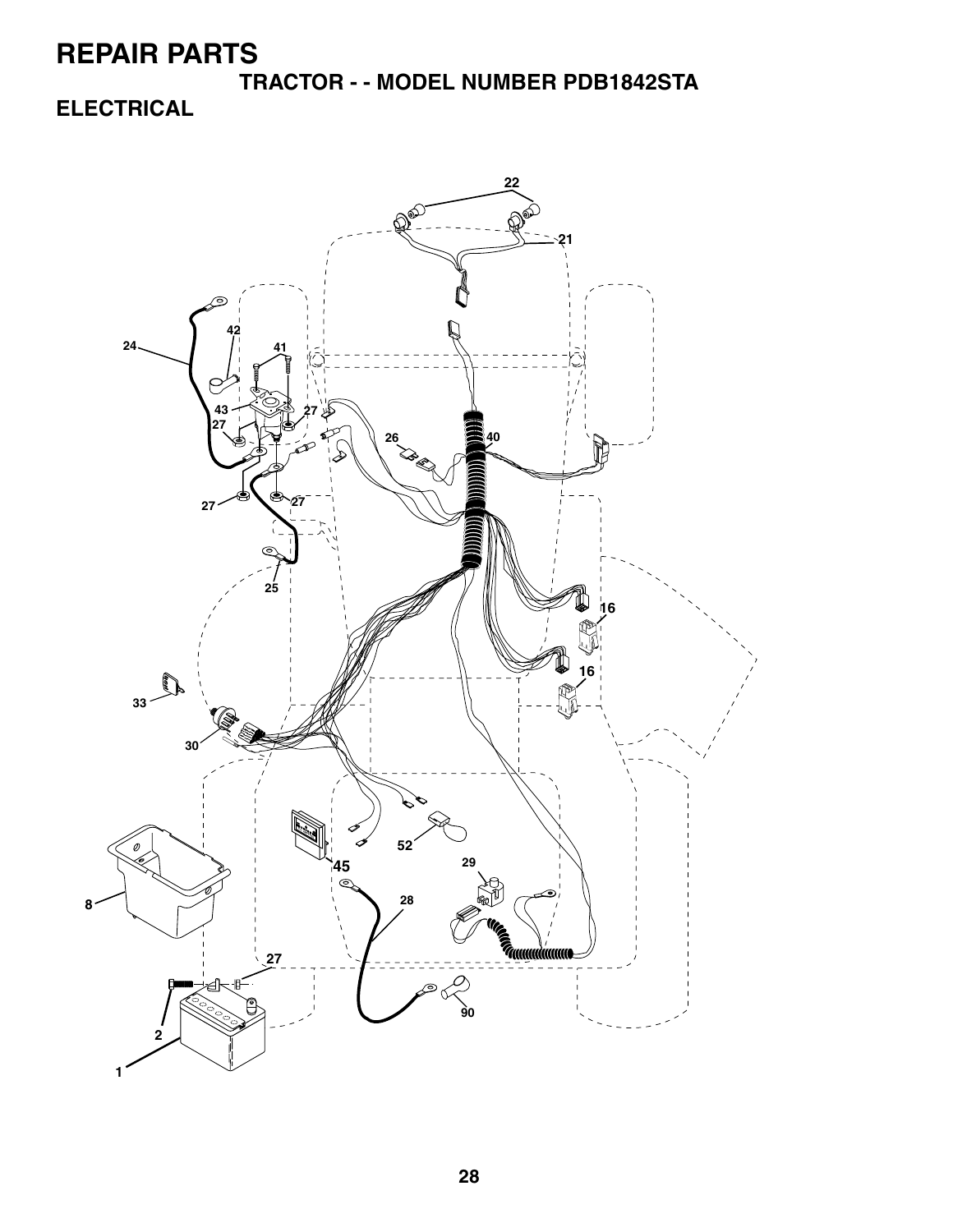# REPAIR PARTS

## TRACTOR - - MODEL NUMBER PDB1842STA

## ELECTRICAL

22

21

42

24

41

43

27

27

26

40

27

27

25

16

16

33

30

52

45

29

8

28

27

90

2

1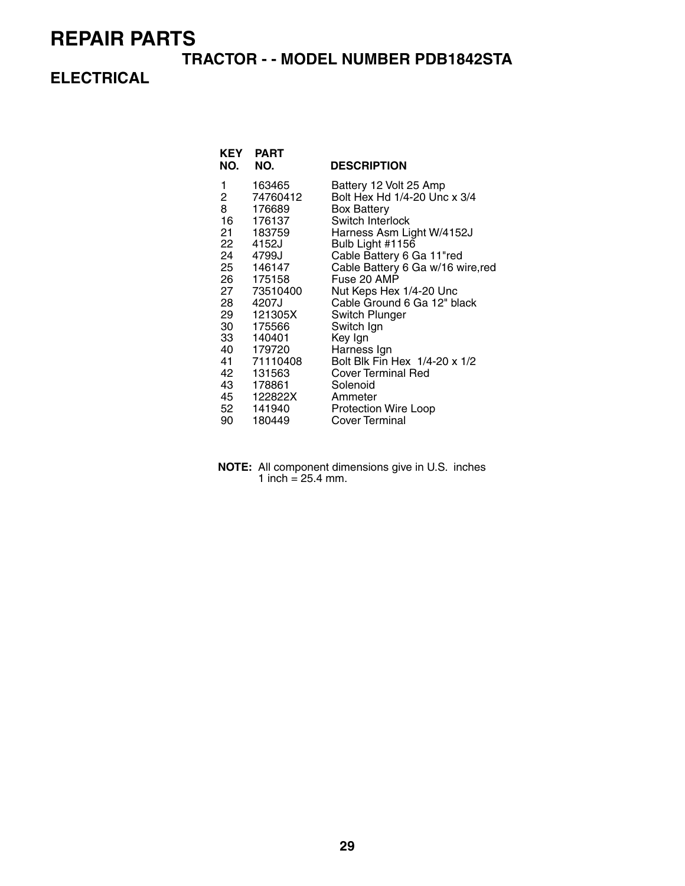# REPAIR PARTS

## TRACTOR - - MODEL NUMBER PDB1842STA

## ELECTRICAL

| KEY NO. | PART NO. | DESCRIPTION |
|---|---|---|
| 1 | 163465 | Battery 12 Volt 25 Amp |
| 2 | 74760412 | Bolt Hex Hd 1/4-20 Unc x 3/4 |
| 8 | 176689 | Box Battery |
| 16 | 176137 | Switch Interlock |
| 21 | 183759 | Harness Asm Light W/4152J |
| 22 | 4152J | Bulb Light #1156 |
| 24 | 4799J | Cable Battery 6 Ga 11"red |
| 25 | 146147 | Cable Battery 6 Ga w/16 wire,red |
| 26 | 175158 | Fuse 20 AMP |
| 27 | 73510400 | Nut Keps Hex 1/4-20 Unc |
| 28 | 4207J | Cable Ground 6 Ga 12" black |
| 29 | 121305X | Switch Plunger |
| 30 | 175566 | Switch Ign |
| 33 | 140401 | Key Ign |
| 40 | 179720 | Harness Ign |
| 41 | 71110408 | Bolt Blk Fin Hex 1/4-20 x 1/2 |
| 42 | 131563 | Cover Terminal Red |
| 43 | 178861 | Solenoid |
| 45 | 122822X | Ammeter |
| 52 | 141940 | Protection Wire Loop |
| 90 | 180449 | Cover Terminal |

**NOTE:** All component dimensions give in U.S. inches
1 inch = 25.4 mm.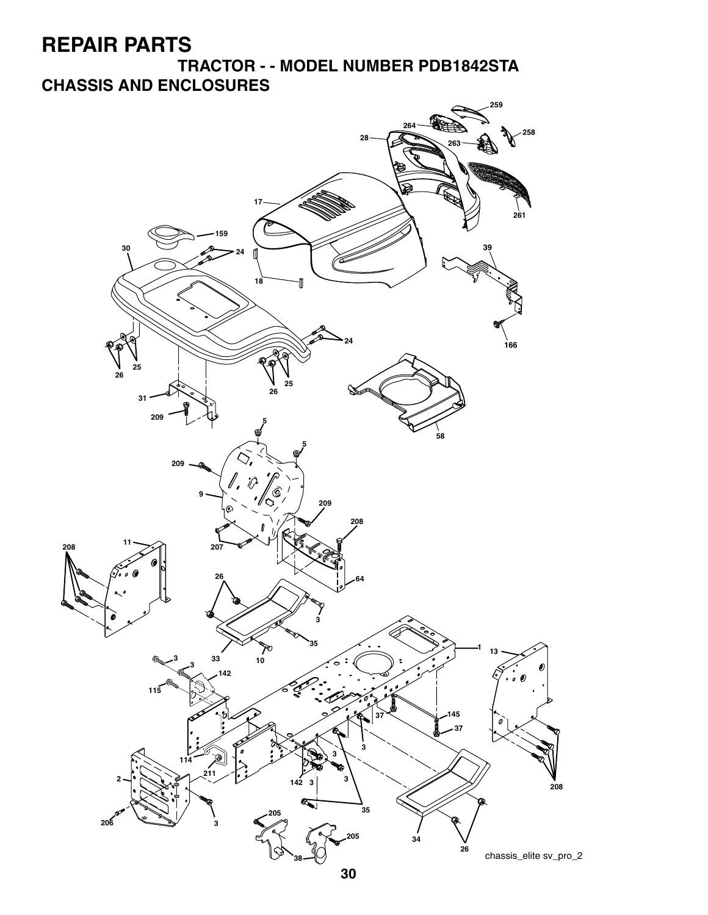# REPAIR PARTS

## TRACTOR - - MODEL NUMBER PDB1842STA

## CHASSIS AND ENCLOSURES

chassis_elite sv_pro_2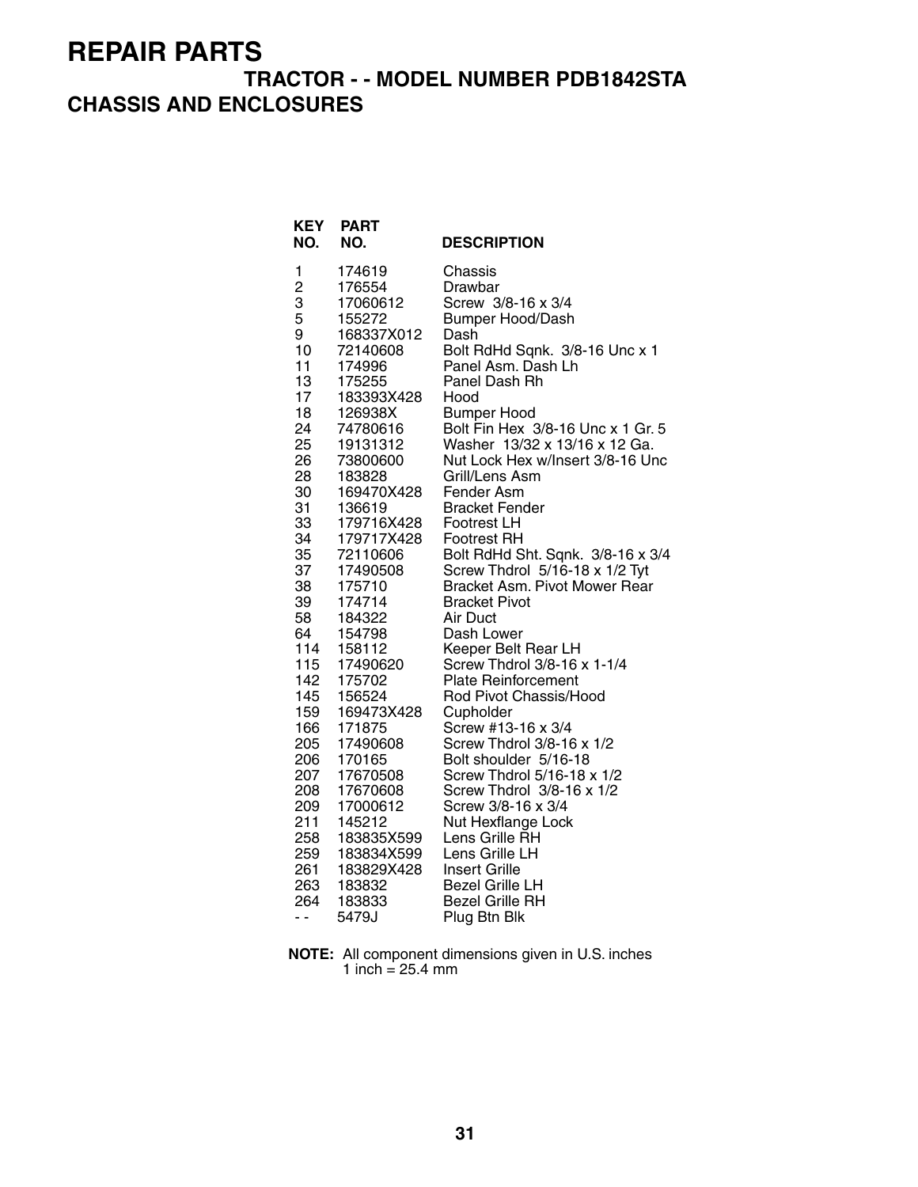# REPAIR PARTS

## TRACTOR - - MODEL NUMBER PDB1842STA

## CHASSIS AND ENCLOSURES

| KEY NO. | PART NO. | DESCRIPTION |
|---|---|---|
| 1 | 174619 | Chassis |
| 2 | 176554 | Drawbar |
| 3 | 17060612 | Screw 3/8-16 x 3/4 |
| 5 | 155272 | Bumper Hood/Dash |
| 9 | 168337X012 | Dash |
| 10 | 72140608 | Bolt RdHd Sqnk. 3/8-16 Unc x 1 |
| 11 | 174996 | Panel Asm. Dash Lh |
| 13 | 175255 | Panel Dash Rh |
| 17 | 183393X428 | Hood |
| 18 | 126938X | Bumper Hood |
| 24 | 74780616 | Bolt Fin Hex 3/8-16 Unc x 1 Gr. 5 |
| 25 | 19131312 | Washer 13/32 x 13/16 x 12 Ga. |
| 26 | 73800600 | Nut Lock Hex w/Insert 3/8-16 Unc |
| 28 | 183828 | Grill/Lens Asm |
| 30 | 169470X428 | Fender Asm |
| 31 | 136619 | Bracket Fender |
| 33 | 179716X428 | Footrest LH |
| 34 | 179717X428 | Footrest RH |
| 35 | 72110606 | Bolt RdHd Sht. Sqnk. 3/8-16 x 3/4 |
| 37 | 17490508 | Screw Thdrol 5/16-18 x 1/2 Tyt |
| 38 | 175710 | Bracket Asm. Pivot Mower Rear |
| 39 | 174714 | Bracket Pivot |
| 58 | 184322 | Air Duct |
| 64 | 154798 | Dash Lower |
| 114 | 158112 | Keeper Belt Rear LH |
| 115 | 17490620 | Screw Thdrol 3/8-16 x 1-1/4 |
| 142 | 175702 | Plate Reinforcement |
| 145 | 156524 | Rod Pivot Chassis/Hood |
| 159 | 169473X428 | Cupholder |
| 166 | 171875 | Screw #13-16 x 3/4 |
| 205 | 17490608 | Screw Thdrol 3/8-16 x 1/2 |
| 206 | 170165 | Bolt shoulder 5/16-18 |
| 207 | 17670508 | Screw Thdrol 5/16-18 x 1/2 |
| 208 | 17670608 | Screw Thdrol 3/8-16 x 1/2 |
| 209 | 17000612 | Screw 3/8-16 x 3/4 |
| 211 | 145212 | Nut Hexflange Lock |
| 258 | 183835X599 | Lens Grille RH |
| 259 | 183834X599 | Lens Grille LH |
| 261 | 183829X428 | Insert Grille |
| 263 | 183832 | Bezel Grille LH |
| 264 | 183833 | Bezel Grille RH |
| - - | 5479J | Plug Btn Blk |

**NOTE:** All component dimensions given in U.S. inches
1 inch = 25.4 mm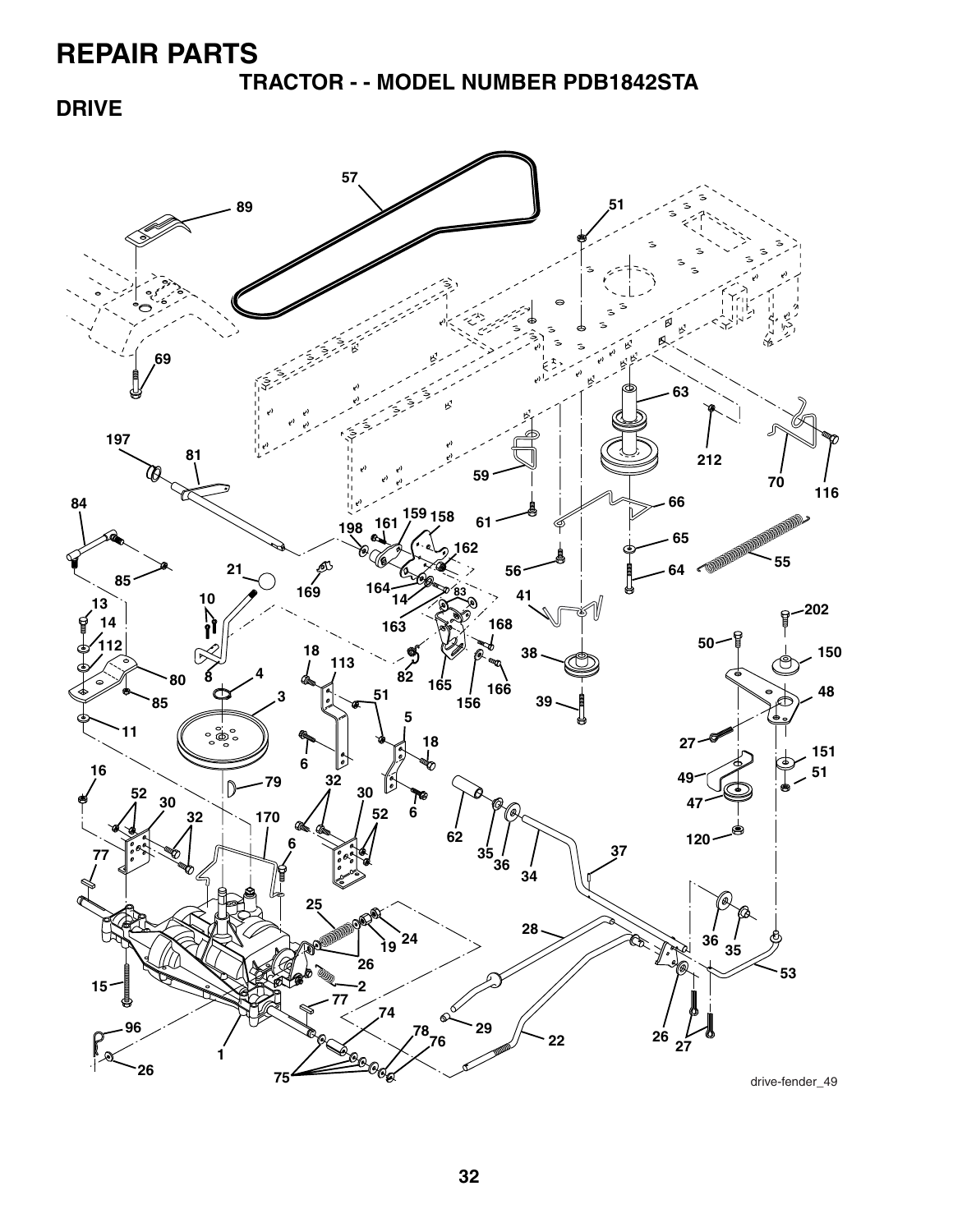# REPAIR PARTS

## TRACTOR - - MODEL NUMBER PDB1842STA

### DRIVE

drive-fender_49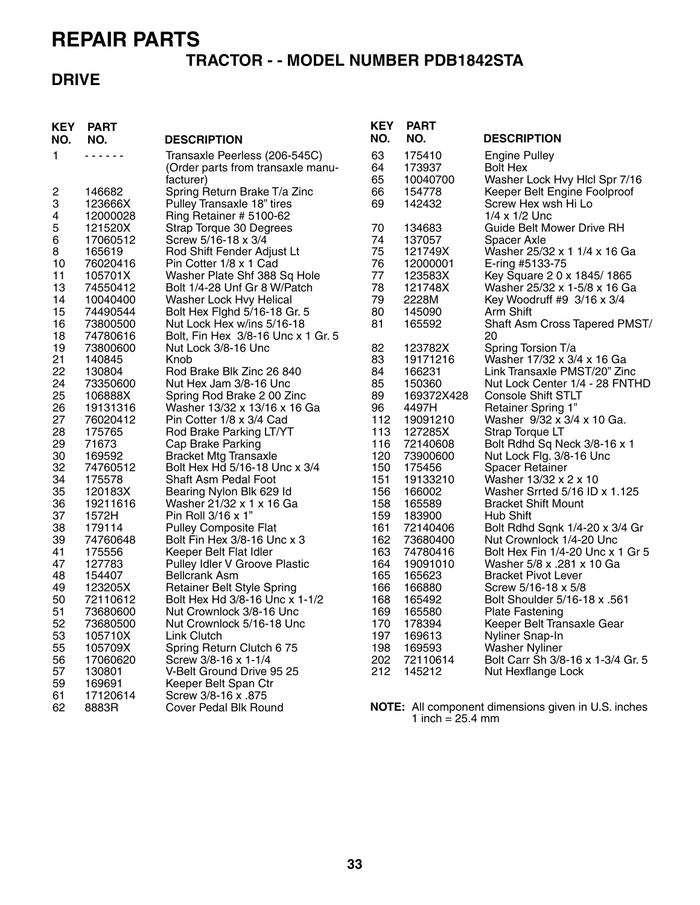# REPAIR PARTS

## TRACTOR - - MODEL NUMBER PDB1842STA

## DRIVE

| KEY NO. | PART NO. | DESCRIPTION |
|---|---|---|
| 1 | - - - - - - | Transaxle Peerless (206-545C) (Order parts from transaxle manufacturer) |
| 2 | 146682 | Spring Return Brake T/a Zinc |
| 3 | 123666X | Pulley Transaxle 18" tires |
| 4 | 12000028 | Ring Retainer # 5100-62 |
| 5 | 121520X | Strap Torque 30 Degrees |
| 6 | 17060512 | Screw 5/16-18 x 3/4 |
| 8 | 165619 | Rod Shift Fender Adjust Lt |
| 10 | 76020416 | Pin Cotter 1/8 x 1 Cad |
| 11 | 105701X | Washer Plate Shf 388 Sq Hole |
| 13 | 74550412 | Bolt 1/4-28 Unf Gr 8 W/Patch |
| 14 | 10040400 | Washer Lock Hvy Helical |
| 15 | 74490544 | Bolt Hex Flghd 5/16-18 Gr. 5 |
| 16 | 73800500 | Nut Lock Hex w/ins 5/16-18 |
| 18 | 74780616 | Bolt, Fin Hex 3/8-16 Unc x 1 Gr. 5 |
| 19 | 73800600 | Nut Lock 3/8-16 Unc |
| 21 | 140845 | Knob |
| 22 | 130804 | Rod Brake Blk Zinc 26 840 |
| 24 | 73350600 | Nut Hex Jam 3/8-16 Unc |
| 25 | 106888X | Spring Rod Brake 2 00 Zinc |
| 26 | 19131316 | Washer 13/32 x 13/16 x 16 Ga |
| 27 | 76020412 | Pin Cotter 1/8 x 3/4 Cad |
| 28 | 175765 | Rod Brake Parking LT/YT |
| 29 | 71673 | Cap Brake Parking |
| 30 | 169592 | Bracket Mtg Transaxle |
| 32 | 74760512 | Bolt Hex Hd 5/16-18 Unc x 3/4 |
| 34 | 175578 | Shaft Asm Pedal Foot |
| 35 | 120183X | Bearing Nylon Blk 629 Id |
| 36 | 19211616 | Washer 21/32 x 1 x 16 Ga |
| 37 | 1572H | Pin Roll 3/16 x 1" |
| 38 | 179114 | Pulley Composite Flat |
| 39 | 74760648 | Bolt Fin Hex 3/8-16 Unc x 3 |
| 41 | 175556 | Keeper Belt Flat Idler |
| 47 | 127783 | Pulley Idler V Groove Plastic |
| 48 | 154407 | Bellcrank Asm |
| 49 | 123205X | Retainer Belt Style Spring |
| 50 | 72110612 | Bolt Hex Hd 3/8-16 Unc x 1-1/2 |
| 51 | 73680600 | Nut Crownlock 3/8-16 Unc |
| 52 | 73680500 | Nut Crownlock 5/16-18 Unc |
| 53 | 105710X | Link Clutch |
| 55 | 105709X | Spring Return Clutch 6 75 |
| 56 | 17060620 | Screw 3/8-16 x 1-1/4 |
| 57 | 130801 | V-Belt Ground Drive 95 25 |
| 59 | 169691 | Keeper Belt Span Ctr |
| 61 | 17120614 | Screw 3/8-16 x .875 |
| 62 | 8883R | Cover Pedal Blk Round |
| 63 | 175410 | Engine Pulley |
| 64 | 173937 | Bolt Hex |
| 65 | 10040700 | Washer Lock Hvy Hlcl Spr 7/16 |
| 66 | 154778 | Keeper Belt Engine Foolproof |
| 69 | 142432 | Screw Hex wsh Hi Lo 1/4 x 1/2 Unc |
| 70 | 134683 | Guide Belt Mower Drive RH |
| 74 | 137057 | Spacer Axle |
| 75 | 121749X | Washer 25/32 x 1 1/4 x 16 Ga |
| 76 | 12000001 | E-ring #5133-75 |
| 77 | 123583X | Key Square 2 0 x 1845/ 1865 |
| 78 | 121748X | Washer 25/32 x 1-5/8 x 16 Ga |
| 79 | 2228M | Key Woodruff #9 3/16 x 3/4 |
| 80 | 145090 | Arm Shift |
| 81 | 165592 | Shaft Asm Cross Tapered PMST/20 |
| 82 | 123782X | Spring Torsion T/a |
| 83 | 19171216 | Washer 17/32 x 3/4 x 16 Ga |
| 84 | 166231 | Link Transaxle PMST/20" Zinc |
| 85 | 150360 | Nut Lock Center 1/4 - 28 FNTHD |
| 89 | 169372X428 | Console Shift STLT |
| 96 | 4497H | Retainer Spring 1" |
| 112 | 19091210 | Washer 9/32 x 3/4 x 10 Ga. |
| 113 | 127285X | Strap Torque LT |
| 116 | 72140608 | Bolt Rdhd Sq Neck 3/8-16 x 1 |
| 120 | 73900600 | Nut Lock Flg. 3/8-16 Unc |
| 150 | 175456 | Spacer Retainer |
| 151 | 19133210 | Washer 13/32 x 2 x 10 |
| 156 | 166002 | Washer Srrted 5/16 ID x 1.125 |
| 158 | 165589 | Bracket Shift Mount |
| 159 | 183900 | Hub Shift |
| 161 | 72140406 | Bolt Rdhd Sqnk 1/4-20 x 3/4 Gr |
| 162 | 73680400 | Nut Crownlock 1/4-20 Unc |
| 163 | 74780416 | Bolt Hex Fin 1/4-20 Unc x 1 Gr 5 |
| 164 | 19091010 | Washer 5/8 x .281 x 10 Ga |
| 165 | 165623 | Bracket Pivot Lever |
| 166 | 166880 | Screw 5/16-18 x 5/8 |
| 168 | 165492 | Bolt Shoulder 5/16-18 x .561 |
| 169 | 165580 | Plate Fastening |
| 170 | 178394 | Keeper Belt Transaxle Gear |
| 197 | 169613 | Nyliner Snap-In |
| 198 | 169593 | Washer Nyliner |
| 202 | 72110614 | Bolt Carr Sh 3/8-16 x 1-3/4 Gr. 5 |
| 212 | 145212 | Nut Hexflange Lock |

**NOTE:** All component dimensions given in U.S. inches
1 inch = 25.4 mm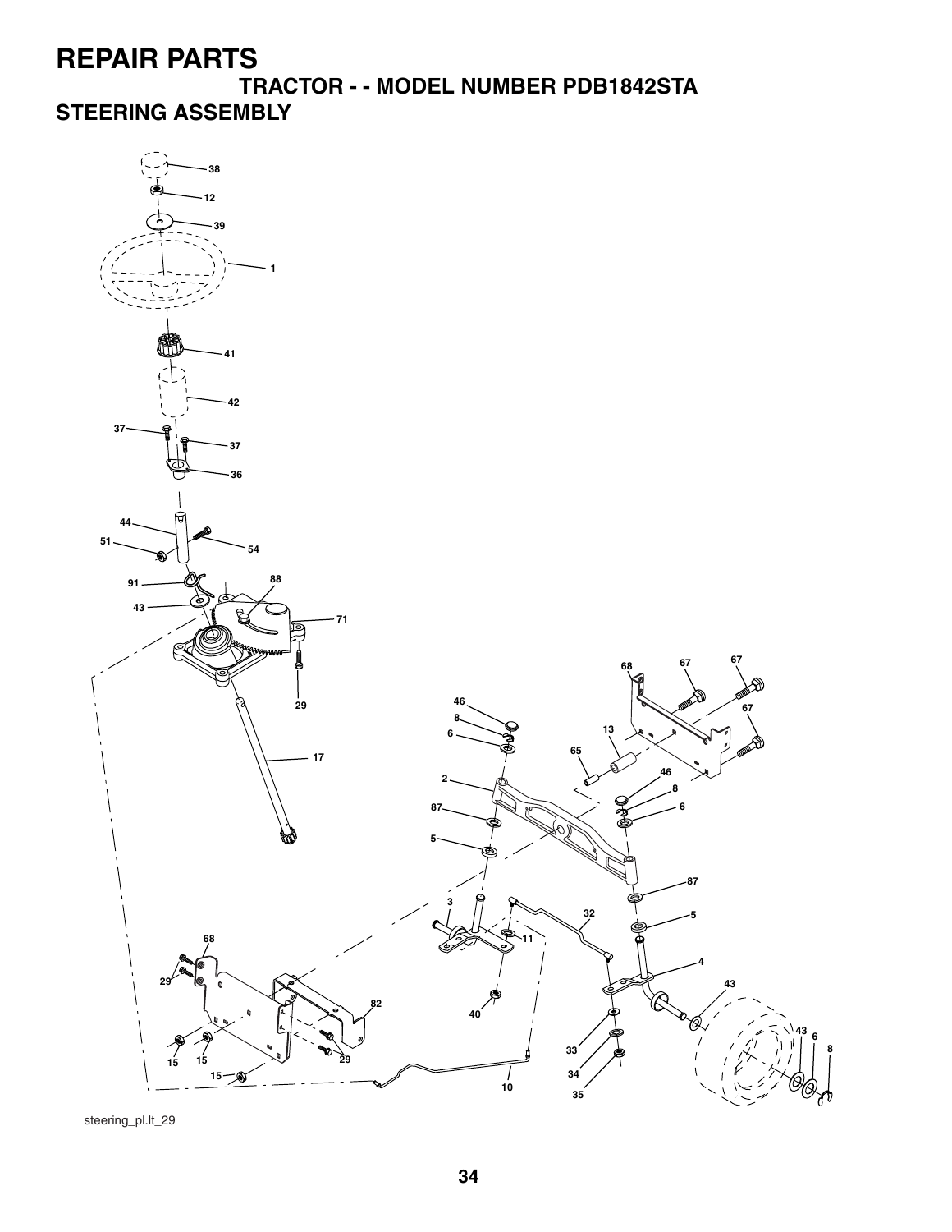# REPAIR PARTS

## TRACTOR - - MODEL NUMBER PDB1842STA

## STEERING ASSEMBLY

38
12
39
1
41
42
37
37
36
44
51
54
91
88
43
71
29
17
68
67
67
46
8
6
13
67
65
2
46
8
87
6
5
87
3
32
5
11
68
4
29
43
82
40
43
6
8
33
15
15
29
34
15
10
35

steering_pl.lt_29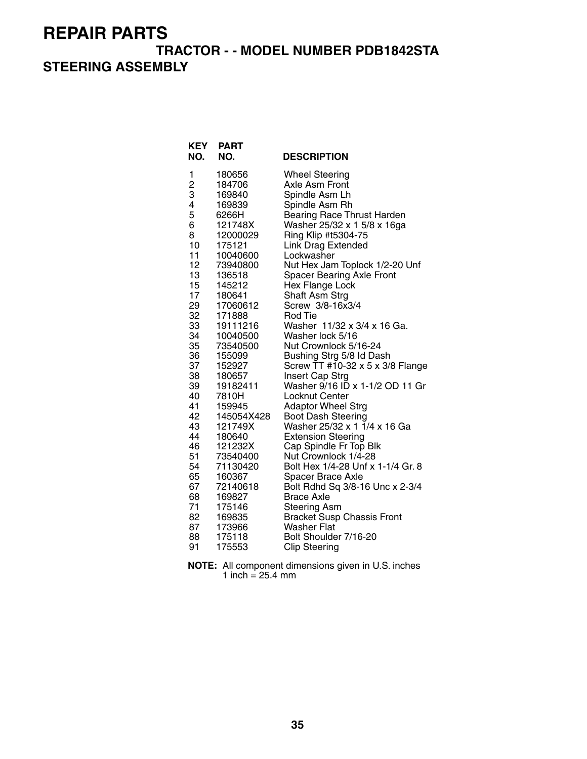# REPAIR PARTS

## TRACTOR - - MODEL NUMBER PDB1842STA

## STEERING ASSEMBLY

| KEY NO. | PART NO. | DESCRIPTION |
|---|---|---|
| 1 | 180656 | Wheel Steering |
| 2 | 184706 | Axle Asm Front |
| 3 | 169840 | Spindle Asm Lh |
| 4 | 169839 | Spindle Asm Rh |
| 5 | 6266H | Bearing Race Thrust Harden |
| 6 | 121748X | Washer 25/32 x 1 5/8 x 16ga |
| 8 | 12000029 | Ring Klip #t5304-75 |
| 10 | 175121 | Link Drag Extended |
| 11 | 10040600 | Lockwasher |
| 12 | 73940800 | Nut Hex Jam Toplock 1/2-20 Unf |
| 13 | 136518 | Spacer Bearing Axle Front |
| 15 | 145212 | Hex Flange Lock |
| 17 | 180641 | Shaft Asm Strg |
| 29 | 17060612 | Screw 3/8-16x3/4 |
| 32 | 171888 | Rod Tie |
| 33 | 19111216 | Washer 11/32 x 3/4 x 16 Ga. |
| 34 | 10040500 | Washer lock 5/16 |
| 35 | 73540500 | Nut Crownlock 5/16-24 |
| 36 | 155099 | Bushing Strg 5/8 Id Dash |
| 37 | 152927 | Screw TT #10-32 x 5 x 3/8 Flange |
| 38 | 180657 | Insert Cap Strg |
| 39 | 19182411 | Washer 9/16 ID x 1-1/2 OD 11 Gr |
| 40 | 7810H | Locknut Center |
| 41 | 159945 | Adaptor Wheel Strg |
| 42 | 145054X428 | Boot Dash Steering |
| 43 | 121749X | Washer 25/32 x 1 1/4 x 16 Ga |
| 44 | 180640 | Extension Steering |
| 46 | 121232X | Cap Spindle Fr Top Blk |
| 51 | 73540400 | Nut Crownlock 1/4-28 |
| 54 | 71130420 | Bolt Hex 1/4-28 Unf x 1-1/4 Gr. 8 |
| 65 | 160367 | Spacer Brace Axle |
| 67 | 72140618 | Bolt Rdhd Sq 3/8-16 Unc x 2-3/4 |
| 68 | 169827 | Brace Axle |
| 71 | 175146 | Steering Asm |
| 82 | 169835 | Bracket Susp Chassis Front |
| 87 | 173966 | Washer Flat |
| 88 | 175118 | Bolt Shoulder 7/16-20 |
| 91 | 175553 | Clip Steering |

**NOTE:** All component dimensions given in U.S. inches
1 inch = 25.4 mm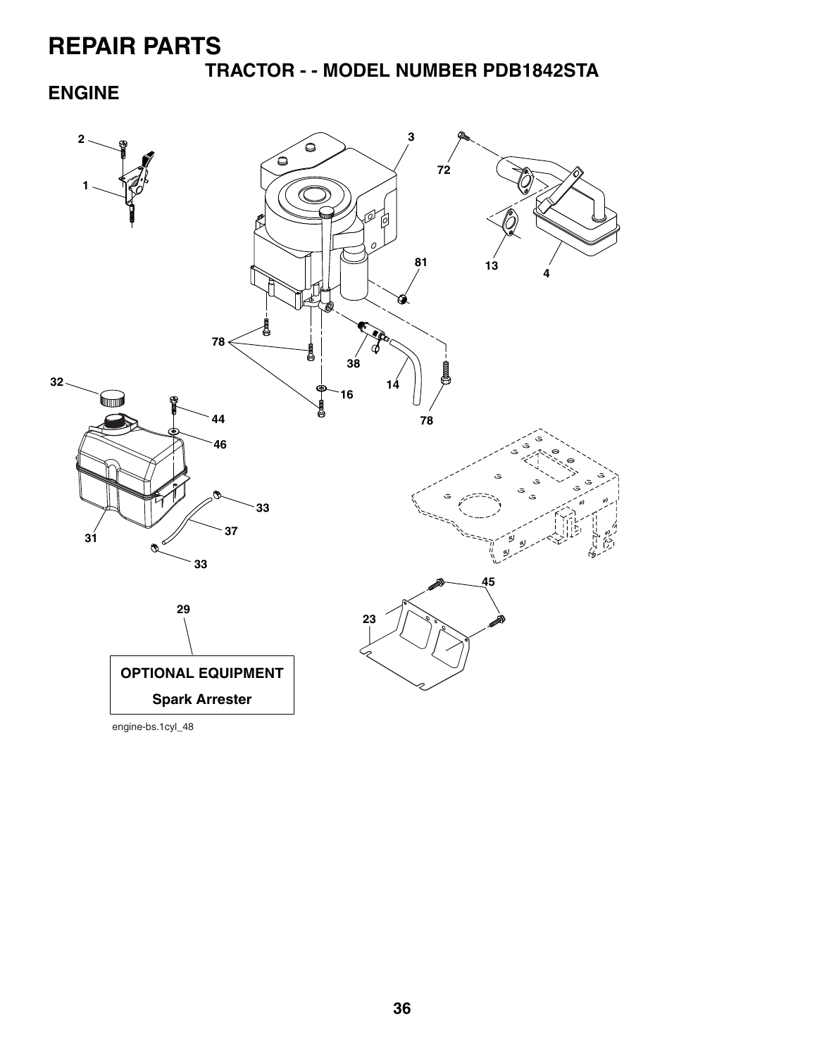# REPAIR PARTS

## TRACTOR - - MODEL NUMBER PDB1842STA

## ENGINE

OPTIONAL EQUIPMENT

Spark Arrester

engine-bs.1cyl_48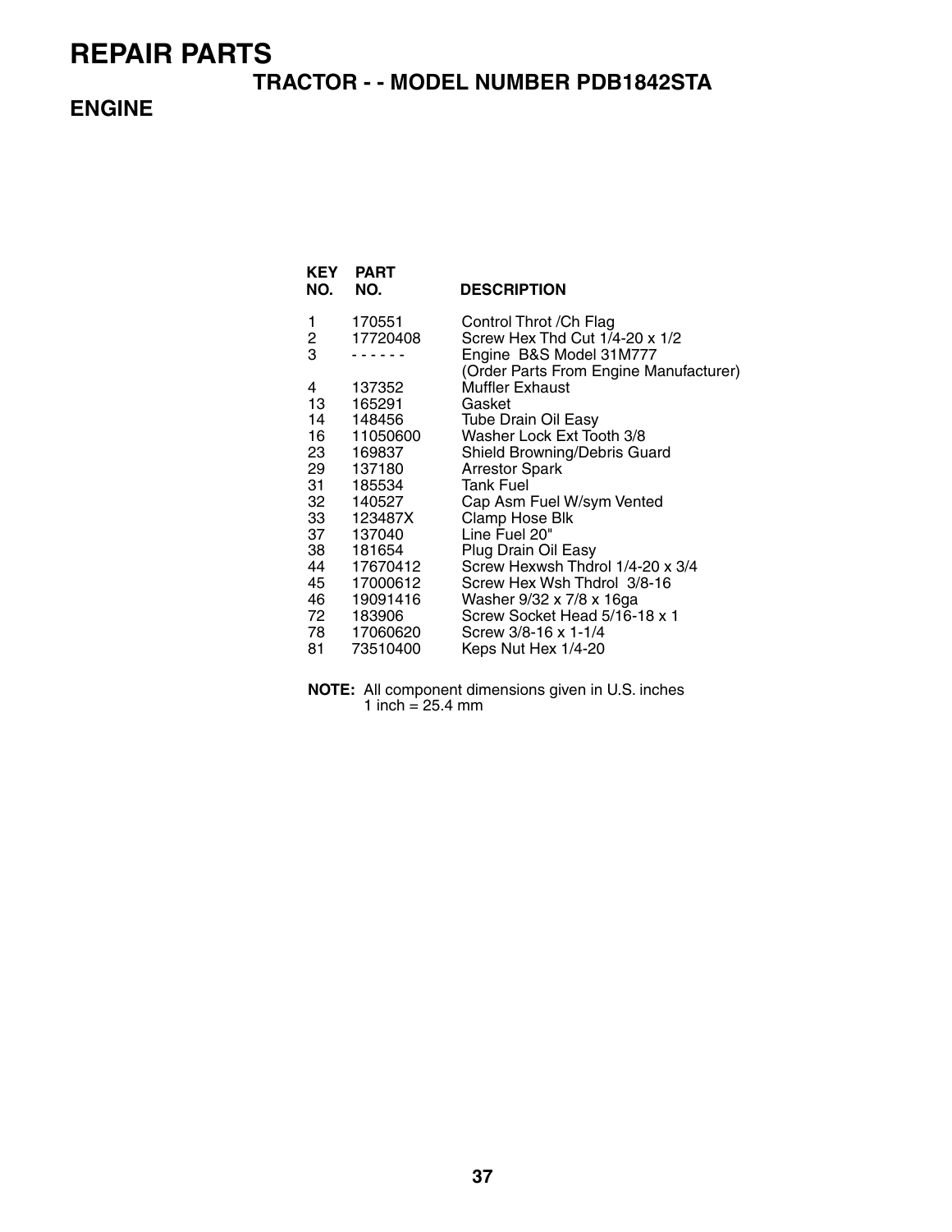# REPAIR PARTS

## TRACTOR - - MODEL NUMBER PDB1842STA

## ENGINE

| KEY NO. | PART NO. | DESCRIPTION |
|---|---|---|
| 1 | 170551 | Control Throt /Ch Flag |
| 2 | 17720408 | Screw Hex Thd Cut 1/4-20 x 1/2 |
| 3 | - - - - - - | Engine B&S Model 31M777 (Order Parts From Engine Manufacturer) |
| 4 | 137352 | Muffler Exhaust |
| 13 | 165291 | Gasket |
| 14 | 148456 | Tube Drain Oil Easy |
| 16 | 11050600 | Washer Lock Ext Tooth 3/8 |
| 23 | 169837 | Shield Browning/Debris Guard |
| 29 | 137180 | Arrestor Spark |
| 31 | 185534 | Tank Fuel |
| 32 | 140527 | Cap Asm Fuel W/sym Vented |
| 33 | 123487X | Clamp Hose Blk |
| 37 | 137040 | Line Fuel 20" |
| 38 | 181654 | Plug Drain Oil Easy |
| 44 | 17670412 | Screw Hexwsh Thdrol 1/4-20 x 3/4 |
| 45 | 17000612 | Screw Hex Wsh Thdrol 3/8-16 |
| 46 | 19091416 | Washer 9/32 x 7/8 x 16ga |
| 72 | 183906 | Screw Socket Head 5/16-18 x 1 |
| 78 | 17060620 | Screw 3/8-16 x 1-1/4 |
| 81 | 73510400 | Keps Nut Hex 1/4-20 |

**NOTE:** All component dimensions given in U.S. inches
1 inch = 25.4 mm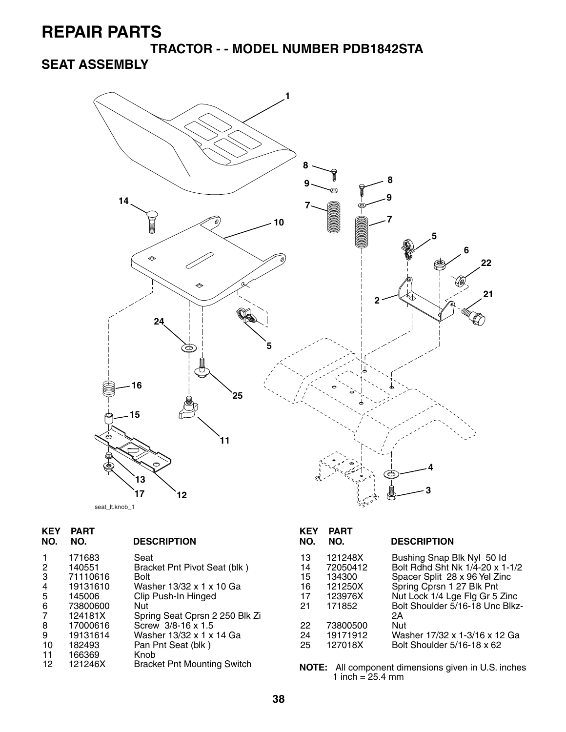# REPAIR PARTS

## TRACTOR - - MODEL NUMBER PDB1842STA

## SEAT ASSEMBLY

seat_lt.knob_1

| KEY NO. | PART NO. | DESCRIPTION |
|---|---|---|
| 1 | 171683 | Seat |
| 2 | 140551 | Bracket Pnt Pivot Seat (blk ) |
| 3 | 71110616 | Bolt |
| 4 | 19131610 | Washer 13/32 x 1 x 10 Ga |
| 5 | 145006 | Clip Push-In Hinged |
| 6 | 73800600 | Nut |
| 7 | 124181X | Spring Seat Cprsn 2 250 Blk Zi |
| 8 | 17000616 | Screw 3/8-16 x 1.5 |
| 9 | 19131614 | Washer 13/32 x 1 x 14 Ga |
| 10 | 182493 | Pan Pnt Seat (blk ) |
| 11 | 166369 | Knob |
| 12 | 121246X | Bracket Pnt Mounting Switch |
| 13 | 121248X | Bushing Snap Blk Nyl 50 Id |
| 14 | 72050412 | Bolt Rdhd Sht Nk 1/4-20 x 1-1/2 |
| 15 | 134300 | Spacer Split 28 x 96 Yel Zinc |
| 16 | 121250X | Spring Cprsn 1 27 Blk Pnt |
| 17 | 123976X | Nut Lock 1/4 Lge Flg Gr 5 Zinc |
| 21 | 171852 | Bolt Shoulder 5/16-18 Unc Blkz-2A |
| 22 | 73800500 | Nut |
| 24 | 19171912 | Washer 17/32 x 1-3/16 x 12 Ga |
| 25 | 127018X | Bolt Shoulder 5/16-18 x 62 |

**NOTE:** All component dimensions given in U.S. inches
1 inch = 25.4 mm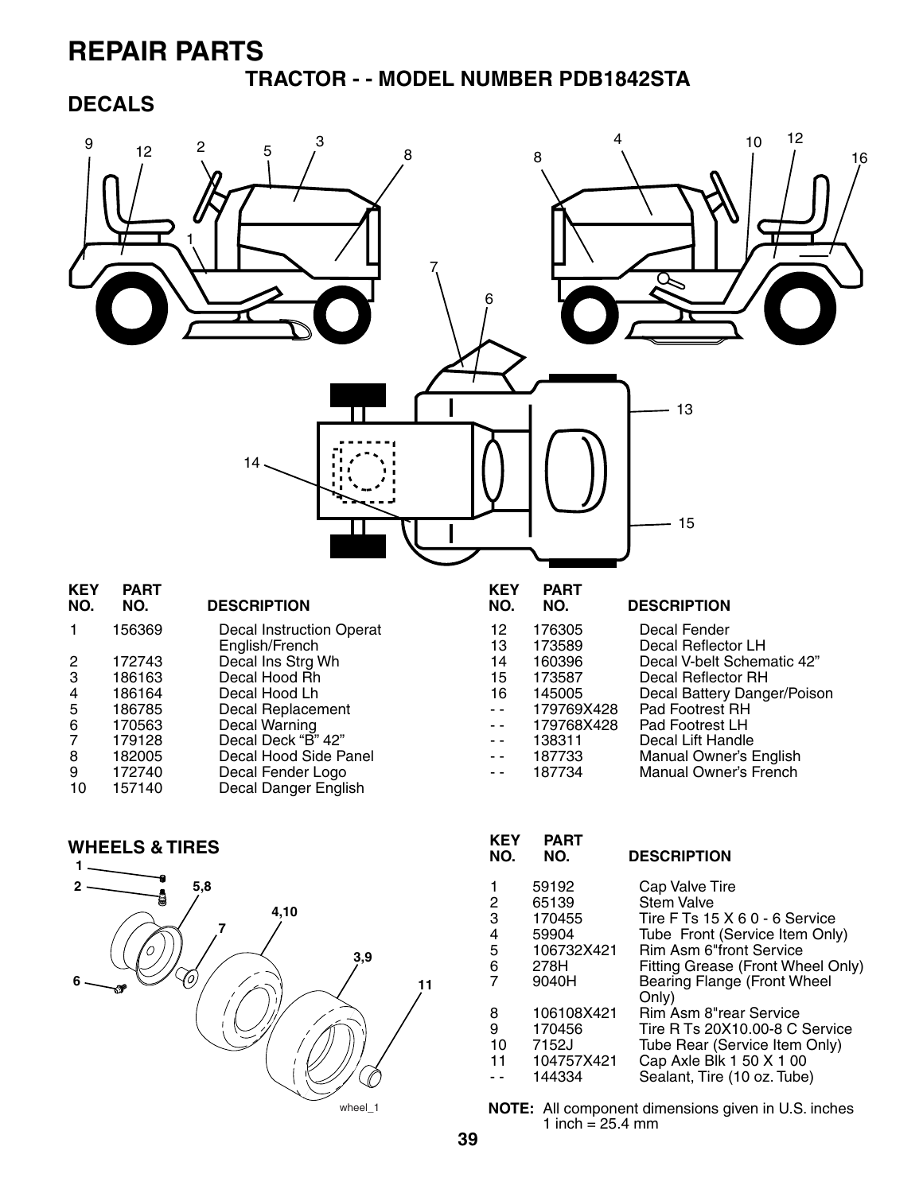# REPAIR PARTS

## TRACTOR - - MODEL NUMBER PDB1842STA

## DECALS

| KEY NO. | PART NO. | DESCRIPTION |
|---|---|---|
| 1 | 156369 | Decal Instruction Operat English/French |
| 2 | 172743 | Decal Ins Strg Wh |
| 3 | 186163 | Decal Hood Rh |
| 4 | 186164 | Decal Hood Lh |
| 5 | 186785 | Decal Replacement |
| 6 | 170563 | Decal Warning |
| 7 | 179128 | Decal Deck "B" 42" |
| 8 | 182005 | Decal Hood Side Panel |
| 9 | 172740 | Decal Fender Logo |
| 10 | 157140 | Decal Danger English |
| 12 | 176305 | Decal Fender |
| 13 | 173589 | Decal Reflector LH |
| 14 | 160396 | Decal V-belt Schematic 42" |
| 15 | 173587 | Decal Reflector RH |
| 16 | 145005 | Decal Battery Danger/Poison |
| - - | 179769X428 | Pad Footrest RH |
| - - | 179768X428 | Pad Footrest LH |
| - - | 138311 | Decal Lift Handle |
| - - | 187733 | Manual Owner's English |
| - - | 187734 | Manual Owner's French |

## WHEELS & TIRES

| KEY NO. | PART NO. | DESCRIPTION |
|---|---|---|
| 1 | 59192 | Cap Valve Tire |
| 2 | 65139 | Stem Valve |
| 3 | 170455 | Tire F Ts 15 X 6 0 - 6 Service |
| 4 | 59904 | Tube Front (Service Item Only) |
| 5 | 106732X421 | Rim Asm 6"front Service |
| 6 | 278H | Fitting Grease (Front Wheel Only) |
| 7 | 9040H | Bearing Flange (Front Wheel Only) |
| 8 | 106108X421 | Rim Asm 8"rear Service |
| 9 | 170456 | Tire R Ts 20X10.00-8 C Service |
| 10 | 7152J | Tube Rear (Service Item Only) |
| 11 | 104757X421 | Cap Axle Blk 1 50 X 1 00 |
| - - | 144334 | Sealant, Tire (10 oz. Tube) |

**NOTE:** All component dimensions given in U.S. inches
1 inch = 25.4 mm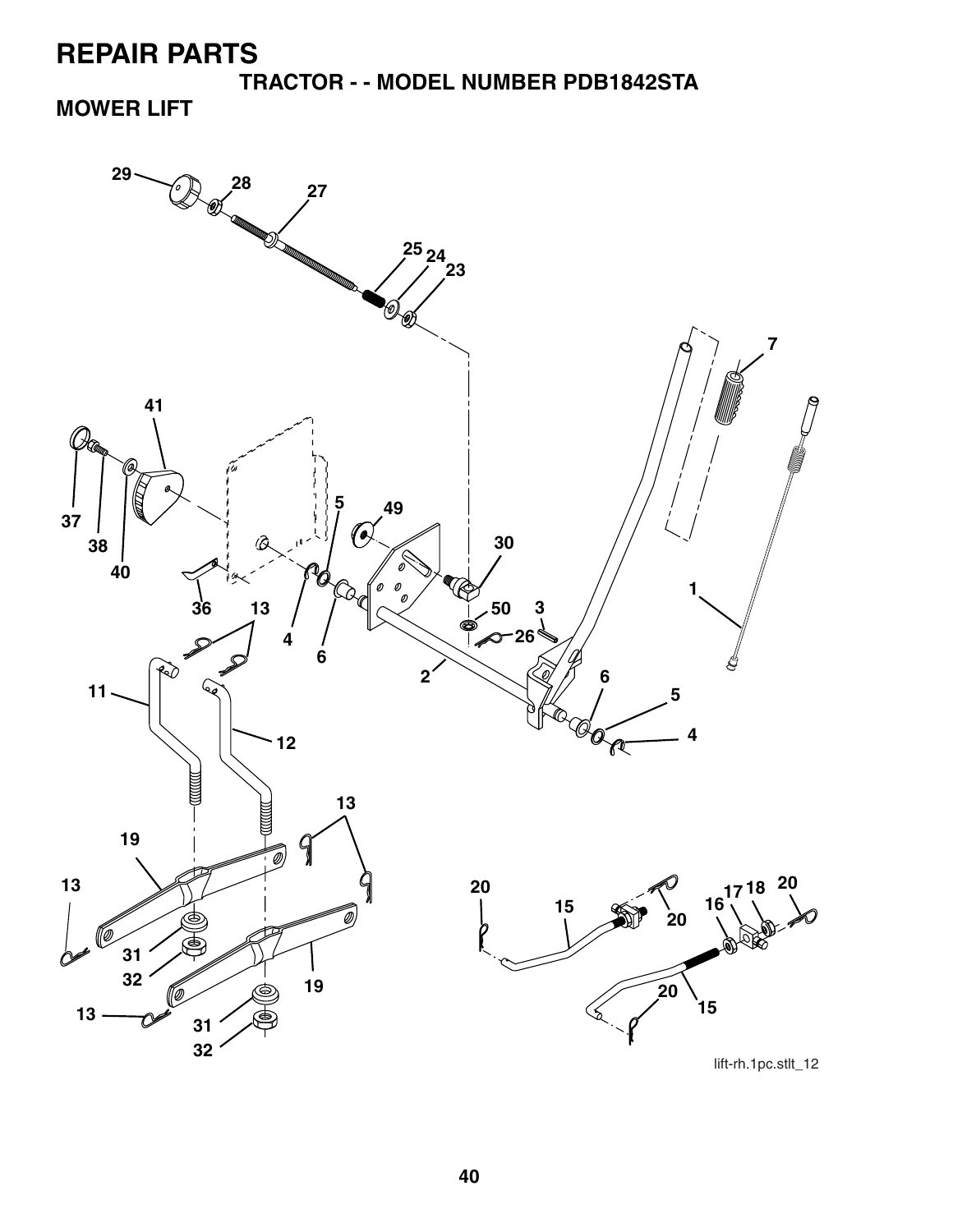# REPAIR PARTS

**TRACTOR - - MODEL NUMBER PDB1842STA**

## MOWER LIFT

lift-rh.1pc.stlt_12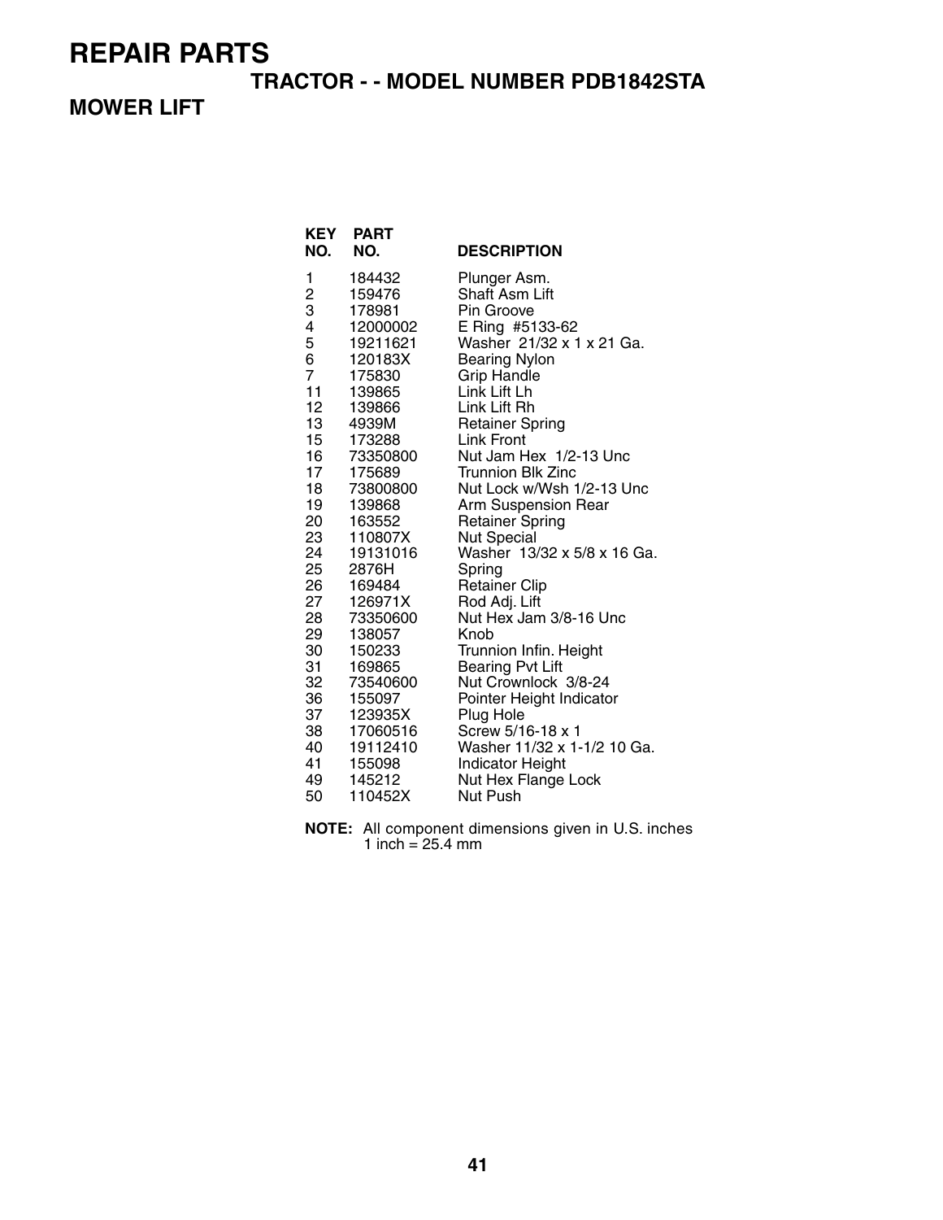# REPAIR PARTS

## TRACTOR - - MODEL NUMBER PDB1842STA

## MOWER LIFT

| KEY NO. | PART NO. | DESCRIPTION |
|---|---|---|
| 1 | 184432 | Plunger Asm. |
| 2 | 159476 | Shaft Asm Lift |
| 3 | 178981 | Pin Groove |
| 4 | 12000002 | E Ring #5133-62 |
| 5 | 19211621 | Washer 21/32 x 1 x 21 Ga. |
| 6 | 120183X | Bearing Nylon |
| 7 | 175830 | Grip Handle |
| 11 | 139865 | Link Lift Lh |
| 12 | 139866 | Link Lift Rh |
| 13 | 4939M | Retainer Spring |
| 15 | 173288 | Link Front |
| 16 | 73350800 | Nut Jam Hex 1/2-13 Unc |
| 17 | 175689 | Trunnion Blk Zinc |
| 18 | 73800800 | Nut Lock w/Wsh 1/2-13 Unc |
| 19 | 139868 | Arm Suspension Rear |
| 20 | 163552 | Retainer Spring |
| 23 | 110807X | Nut Special |
| 24 | 19131016 | Washer 13/32 x 5/8 x 16 Ga. |
| 25 | 2876H | Spring |
| 26 | 169484 | Retainer Clip |
| 27 | 126971X | Rod Adj. Lift |
| 28 | 73350600 | Nut Hex Jam 3/8-16 Unc |
| 29 | 138057 | Knob |
| 30 | 150233 | Trunnion Infin. Height |
| 31 | 169865 | Bearing Pvt Lift |
| 32 | 73540600 | Nut Crownlock 3/8-24 |
| 36 | 155097 | Pointer Height Indicator |
| 37 | 123935X | Plug Hole |
| 38 | 17060516 | Screw 5/16-18 x 1 |
| 40 | 19112410 | Washer 11/32 x 1-1/2 10 Ga. |
| 41 | 155098 | Indicator Height |
| 49 | 145212 | Nut Hex Flange Lock |
| 50 | 110452X | Nut Push |

**NOTE:** All component dimensions given in U.S. inches
1 inch = 25.4 mm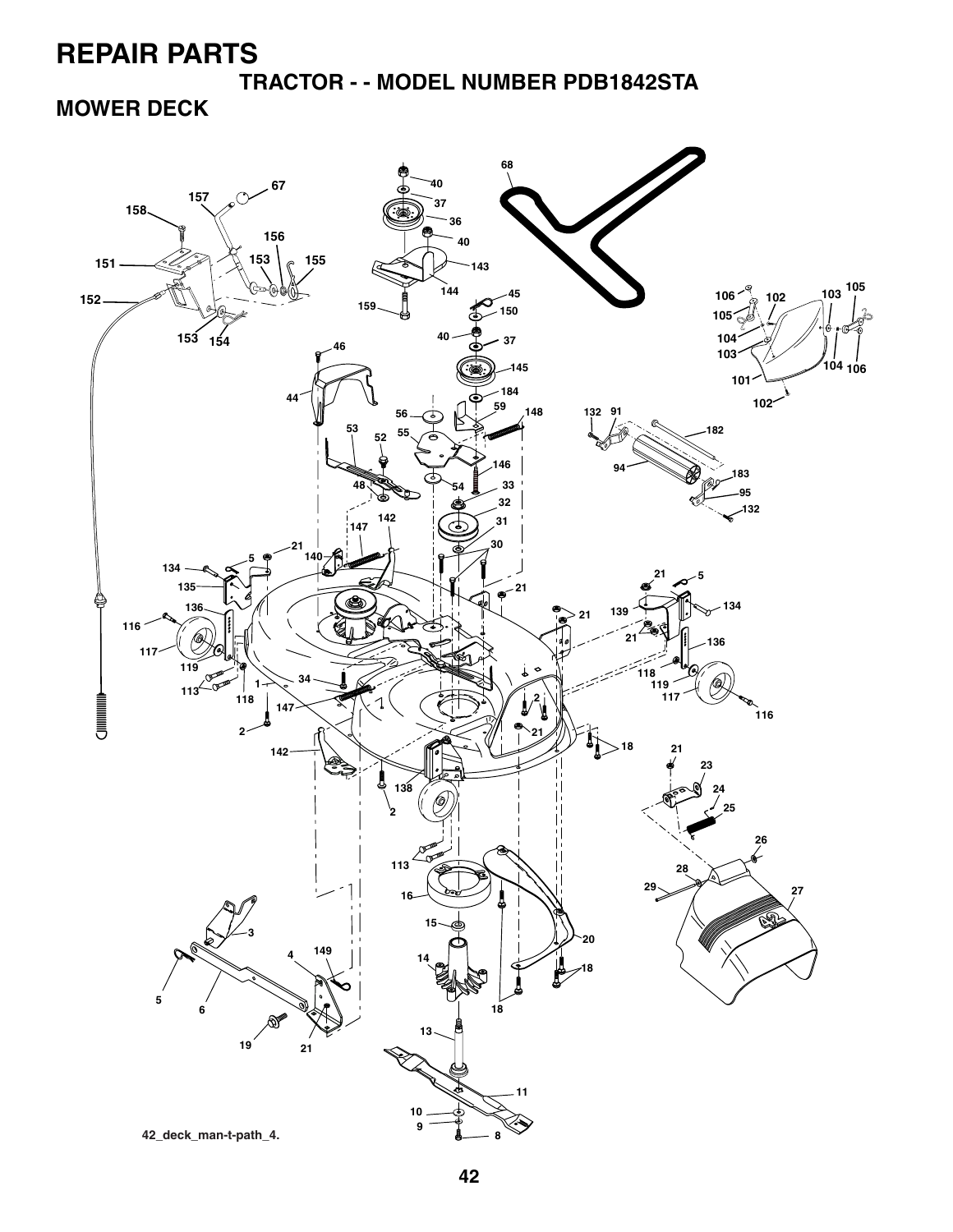# REPAIR PARTS

## TRACTOR - - MODEL NUMBER PDB1842STA

## MOWER DECK

42_deck_man-t-path_4.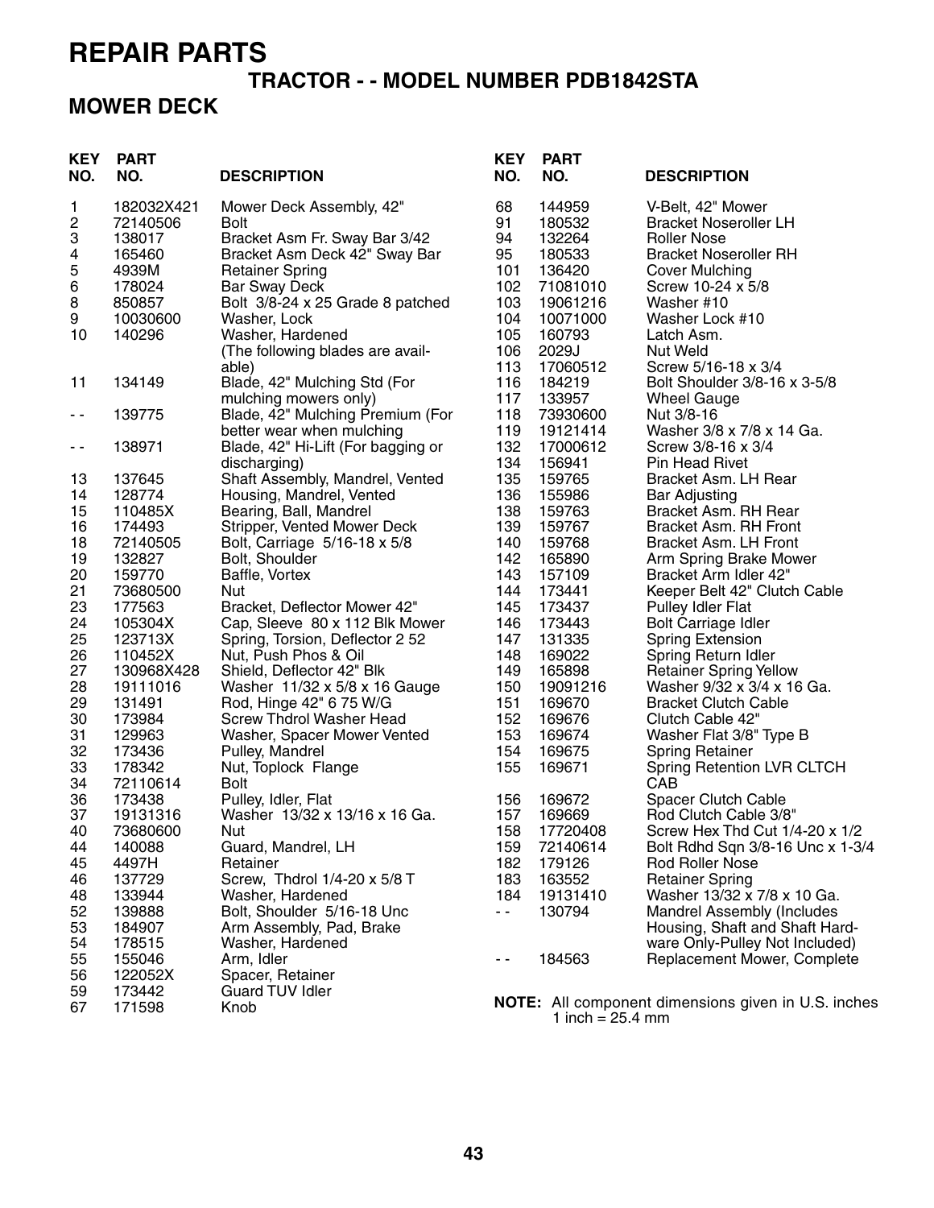# REPAIR PARTS

## TRACTOR - - MODEL NUMBER PDB1842STA

## MOWER DECK

| KEY NO. | PART NO. | DESCRIPTION |
|---|---|---|
| 1 | 182032X421 | Mower Deck Assembly, 42" |
| 2 | 72140506 | Bolt |
| 3 | 138017 | Bracket Asm Fr. Sway Bar 3/42 |
| 4 | 165460 | Bracket Asm Deck 42" Sway Bar |
| 5 | 4939M | Retainer Spring |
| 6 | 178024 | Bar Sway Deck |
| 8 | 850857 | Bolt 3/8-24 x 25 Grade 8 patched |
| 9 | 10030600 | Washer, Lock |
| 10 | 140296 | Washer, Hardened |
| | | (The following blades are available) |
| 11 | 134149 | Blade, 42" Mulching Std (For mulching mowers only) |
| - - | 139775 | Blade, 42" Mulching Premium (For better wear when mulching |
| - - | 138971 | Blade, 42" Hi-Lift (For bagging or discharging) |
| 13 | 137645 | Shaft Assembly, Mandrel, Vented |
| 14 | 128774 | Housing, Mandrel, Vented |
| 15 | 110485X | Bearing, Ball, Mandrel |
| 16 | 174493 | Stripper, Vented Mower Deck |
| 18 | 72140505 | Bolt, Carriage 5/16-18 x 5/8 |
| 19 | 132827 | Bolt, Shoulder |
| 20 | 159770 | Baffle, Vortex |
| 21 | 73680500 | Nut |
| 23 | 177563 | Bracket, Deflector Mower 42" |
| 24 | 105304X | Cap, Sleeve 80 x 112 Blk Mower |
| 25 | 123713X | Spring, Torsion, Deflector 2 52 |
| 26 | 110452X | Nut, Push Phos & Oil |
| 27 | 130968X428 | Shield, Deflector 42" Blk |
| 28 | 19111016 | Washer 11/32 x 5/8 x 16 Gauge |
| 29 | 131491 | Rod, Hinge 42" 6 75 W/G |
| 30 | 173984 | Screw Thdrol Washer Head |
| 31 | 129963 | Washer, Spacer Mower Vented |
| 32 | 173436 | Pulley, Mandrel |
| 33 | 178342 | Nut, Toplock Flange |
| 34 | 72110614 | Bolt |
| 36 | 173438 | Pulley, Idler, Flat |
| 37 | 19131316 | Washer 13/32 x 13/16 x 16 Ga. |
| 40 | 73680600 | Nut |
| 44 | 140088 | Guard, Mandrel, LH |
| 45 | 4497H | Retainer |
| 46 | 137729 | Screw, Thdrol 1/4-20 x 5/8 T |
| 48 | 133944 | Washer, Hardened |
| 52 | 139888 | Bolt, Shoulder 5/16-18 Unc |
| 53 | 184907 | Arm Assembly, Pad, Brake |
| 54 | 178515 | Washer, Hardened |
| 55 | 155046 | Arm, Idler |
| 56 | 122052X | Spacer, Retainer |
| 59 | 173442 | Guard TUV Idler |
| 67 | 171598 | Knob |
| 68 | 144959 | V-Belt, 42" Mower |
| 91 | 180532 | Bracket Noseroller LH |
| 94 | 132264 | Roller Nose |
| 95 | 180533 | Bracket Noseroller RH |
| 101 | 136420 | Cover Mulching |
| 102 | 71081010 | Screw 10-24 x 5/8 |
| 103 | 19061216 | Washer #10 |
| 104 | 10071000 | Washer Lock #10 |
| 105 | 160793 | Latch Asm. |
| 106 | 2029J | Nut Weld |
| 113 | 17060512 | Screw 5/16-18 x 3/4 |
| 116 | 184219 | Bolt Shoulder 3/8-16 x 3-5/8 |
| 117 | 133957 | Wheel Gauge |
| 118 | 73930600 | Nut 3/8-16 |
| 119 | 19121414 | Washer 3/8 x 7/8 x 14 Ga. |
| 132 | 17000612 | Screw 3/8-16 x 3/4 |
| 134 | 156941 | Pin Head Rivet |
| 135 | 159765 | Bracket Asm. LH Rear |
| 136 | 155986 | Bar Adjusting |
| 138 | 159763 | Bracket Asm. RH Rear |
| 139 | 159767 | Bracket Asm. RH Front |
| 140 | 159768 | Bracket Asm. LH Front |
| 142 | 165890 | Arm Spring Brake Mower |
| 143 | 157109 | Bracket Arm Idler 42" |
| 144 | 173441 | Keeper Belt 42" Clutch Cable |
| 145 | 173437 | Pulley Idler Flat |
| 146 | 173443 | Bolt Carriage Idler |
| 147 | 131335 | Spring Extension |
| 148 | 169022 | Spring Return Idler |
| 149 | 165898 | Retainer Spring Yellow |
| 150 | 19091216 | Washer 9/32 x 3/4 x 16 Ga. |
| 151 | 169670 | Bracket Clutch Cable |
| 152 | 169676 | Clutch Cable 42" |
| 153 | 169674 | Washer Flat 3/8" Type B |
| 154 | 169675 | Spring Retainer |
| 155 | 169671 | Spring Retention LVR CLTCH CAB |
| 156 | 169672 | Spacer Clutch Cable |
| 157 | 169669 | Rod Clutch Cable 3/8" |
| 158 | 17720408 | Screw Hex Thd Cut 1/4-20 x 1/2 |
| 159 | 72140614 | Bolt Rdhd Sqn 3/8-16 Unc x 1-3/4 |
| 182 | 179126 | Rod Roller Nose |
| 183 | 163552 | Retainer Spring |
| 184 | 19131410 | Washer 13/32 x 7/8 x 10 Ga. |
| - - | 130794 | Mandrel Assembly (Includes Housing, Shaft and Shaft Hardware Only-Pulley Not Included) |
| - - | 184563 | Replacement Mower, Complete |

**NOTE:** All component dimensions given in U.S. inches
1 inch = 25.4 mm